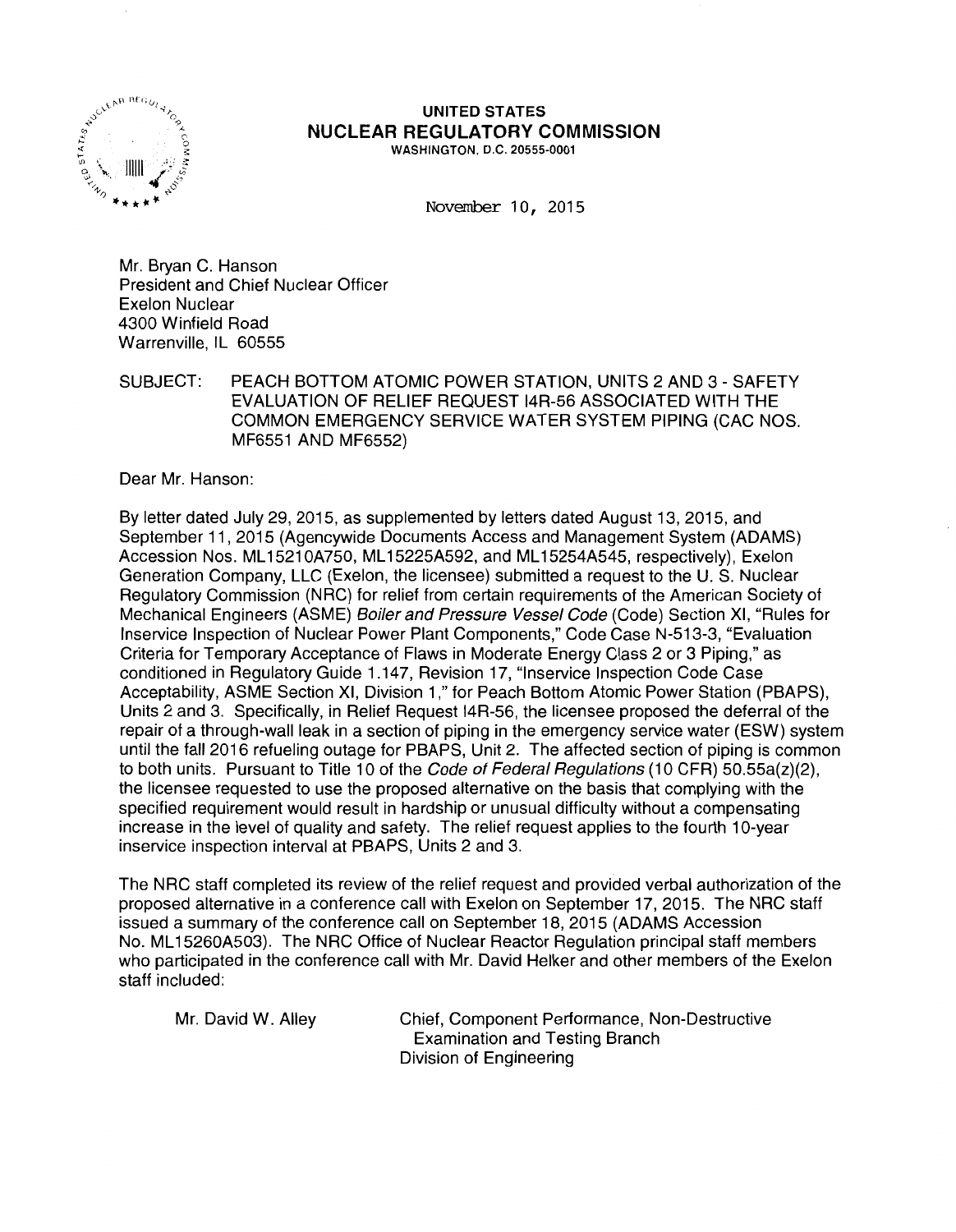# UNITED STATES
## NUCLEAR REGULATORY COMMISSION
WASHINGTON, D.C. 20555-0001

November 10, 2015

Mr. Bryan C. Hanson
President and Chief Nuclear Officer
Exelon Nuclear
4300 Winfield Road
Warrenville, IL 60555

SUBJECT: PEACH BOTTOM ATOMIC POWER STATION, UNITS 2 AND 3 - SAFETY EVALUATION OF RELIEF REQUEST I4R-56 ASSOCIATED WITH THE COMMON EMERGENCY SERVICE WATER SYSTEM PIPING (CAC NOS. MF6551 AND MF6552)

Dear Mr. Hanson:

By letter dated July 29, 2015, as supplemented by letters dated August 13, 2015, and September 11, 2015 (Agencywide Documents Access and Management System (ADAMS) Accession Nos. ML15210A750, ML15225A592, and ML15254A545, respectively), Exelon Generation Company, LLC (Exelon, the licensee) submitted a request to the U. S. Nuclear Regulatory Commission (NRC) for relief from certain requirements of the American Society of Mechanical Engineers (ASME) *Boiler and Pressure Vessel Code* (Code) Section XI, "Rules for Inservice Inspection of Nuclear Power Plant Components," Code Case N-513-3, "Evaluation Criteria for Temporary Acceptance of Flaws in Moderate Energy Class 2 or 3 Piping," as conditioned in Regulatory Guide 1.147, Revision 17, "Inservice Inspection Code Case Acceptability, ASME Section XI, Division 1," for Peach Bottom Atomic Power Station (PBAPS), Units 2 and 3. Specifically, in Relief Request I4R-56, the licensee proposed the deferral of the repair of a through-wall leak in a section of piping in the emergency service water (ESW) system until the fall 2016 refueling outage for PBAPS, Unit 2. The affected section of piping is common to both units. Pursuant to Title 10 of the *Code of Federal Regulations* (10 CFR) 50.55a(z)(2), the licensee requested to use the proposed alternative on the basis that complying with the specified requirement would result in hardship or unusual difficulty without a compensating increase in the level of quality and safety. The relief request applies to the fourth 10-year inservice inspection interval at PBAPS, Units 2 and 3.

The NRC staff completed its review of the relief request and provided verbal authorization of the proposed alternative in a conference call with Exelon on September 17, 2015. The NRC staff issued a summary of the conference call on September 18, 2015 (ADAMS Accession No. ML15260A503). The NRC Office of Nuclear Reactor Regulation principal staff members who participated in the conference call with Mr. David Helker and other members of the Exelon staff included:

| | |
|---|---|
| Mr. David W. Alley | Chief, Component Performance, Non-Destructive Examination and Testing Branch<br>Division of Engineering |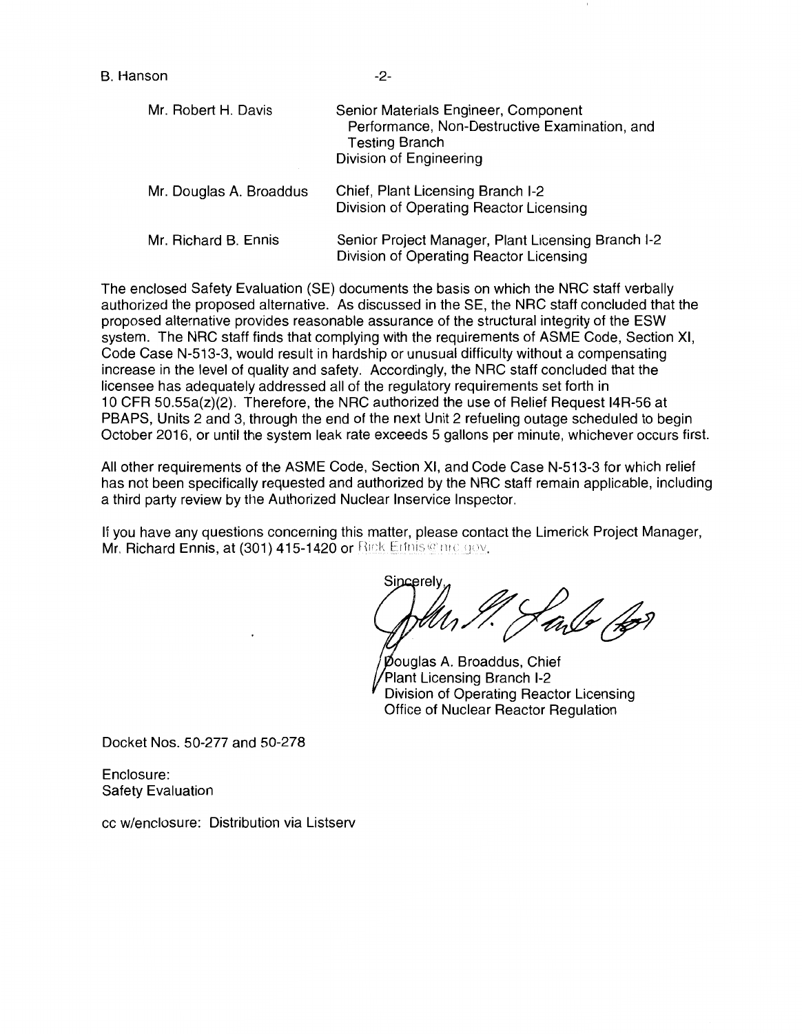| | |
|---|---|
| Mr. Robert H. Davis | Senior Materials Engineer, Component Performance, Non-Destructive Examination, and Testing Branch<br>Division of Engineering |
| Mr. Douglas A. Broaddus | Chief, Plant Licensing Branch I-2<br>Division of Operating Reactor Licensing |
| Mr. Richard B. Ennis | Senior Project Manager, Plant Licensing Branch I-2<br>Division of Operating Reactor Licensing |

The enclosed Safety Evaluation (SE) documents the basis on which the NRC staff verbally authorized the proposed alternative. As discussed in the SE, the NRC staff concluded that the proposed alternative provides reasonable assurance of the structural integrity of the ESW system. The NRC staff finds that complying with the requirements of ASME Code, Section XI, Code Case N-513-3, would result in hardship or unusual difficulty without a compensating increase in the level of quality and safety. Accordingly, the NRC staff concluded that the licensee has adequately addressed all of the regulatory requirements set forth in 10 CFR 50.55a(z)(2). Therefore, the NRC authorized the use of Relief Request I4R-56 at PBAPS, Units 2 and 3, through the end of the next Unit 2 refueling outage scheduled to begin October 2016, or until the system leak rate exceeds 5 gallons per minute, whichever occurs first.

All other requirements of the ASME Code, Section XI, and Code Case N-513-3 for which relief has not been specifically requested and authorized by the NRC staff remain applicable, including a third party review by the Authorized Nuclear Inservice Inspector.

If you have any questions concerning this matter, please contact the Limerick Project Manager, Mr. Richard Ennis, at (301) 415-1420 or Rick.Ennis@nrc.gov.

Sincerely,

Douglas A. Broaddus, Chief
Plant Licensing Branch I-2
Division of Operating Reactor Licensing
Office of Nuclear Reactor Regulation

Docket Nos. 50-277 and 50-278

Enclosure:
Safety Evaluation

cc w/enclosure: Distribution via Listserv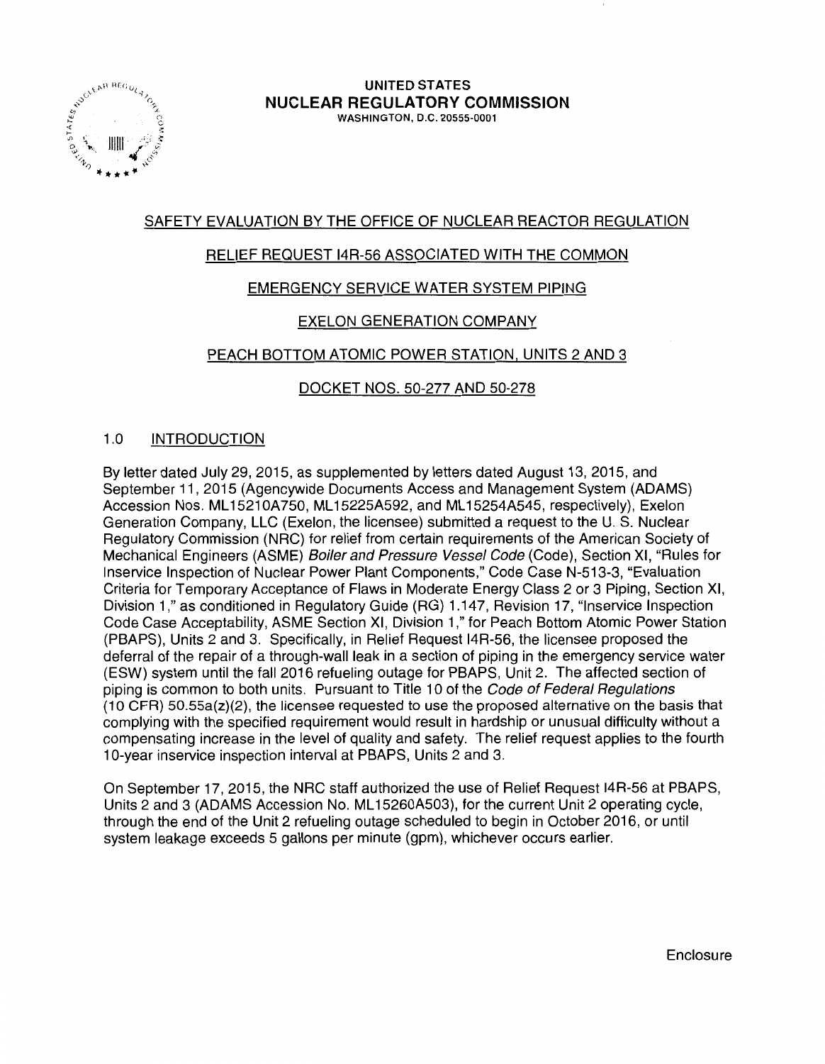UNITED STATES
**NUCLEAR REGULATORY COMMISSION**
WASHINGTON, D.C. 20555-0001

SAFETY EVALUATION BY THE OFFICE OF NUCLEAR REACTOR REGULATION

RELIEF REQUEST I4R-56 ASSOCIATED WITH THE COMMON

EMERGENCY SERVICE WATER SYSTEM PIPING

EXELON GENERATION COMPANY

PEACH BOTTOM ATOMIC POWER STATION, UNITS 2 AND 3

DOCKET NOS. 50-277 AND 50-278

## 1.0 INTRODUCTION

By letter dated July 29, 2015, as supplemented by letters dated August 13, 2015, and September 11, 2015 (Agencywide Documents Access and Management System (ADAMS) Accession Nos. ML15210A750, ML15225A592, and ML15254A545, respectively), Exelon Generation Company, LLC (Exelon, the licensee) submitted a request to the U. S. Nuclear Regulatory Commission (NRC) for relief from certain requirements of the American Society of Mechanical Engineers (ASME) *Boiler and Pressure Vessel Code* (Code), Section XI, "Rules for Inservice Inspection of Nuclear Power Plant Components," Code Case N-513-3, "Evaluation Criteria for Temporary Acceptance of Flaws in Moderate Energy Class 2 or 3 Piping, Section XI, Division 1," as conditioned in Regulatory Guide (RG) 1.147, Revision 17, "Inservice Inspection Code Case Acceptability, ASME Section XI, Division 1," for Peach Bottom Atomic Power Station (PBAPS), Units 2 and 3. Specifically, in Relief Request I4R-56, the licensee proposed the deferral of the repair of a through-wall leak in a section of piping in the emergency service water (ESW) system until the fall 2016 refueling outage for PBAPS, Unit 2. The affected section of piping is common to both units. Pursuant to Title 10 of the *Code of Federal Regulations* (10 CFR) 50.55a(z)(2), the licensee requested to use the proposed alternative on the basis that complying with the specified requirement would result in hardship or unusual difficulty without a compensating increase in the level of quality and safety. The relief request applies to the fourth 10-year inservice inspection interval at PBAPS, Units 2 and 3.

On September 17, 2015, the NRC staff authorized the use of Relief Request I4R-56 at PBAPS, Units 2 and 3 (ADAMS Accession No. ML15260A503), for the current Unit 2 operating cycle, through the end of the Unit 2 refueling outage scheduled to begin in October 2016, or until system leakage exceeds 5 gallons per minute (gpm), whichever occurs earlier.

Enclosure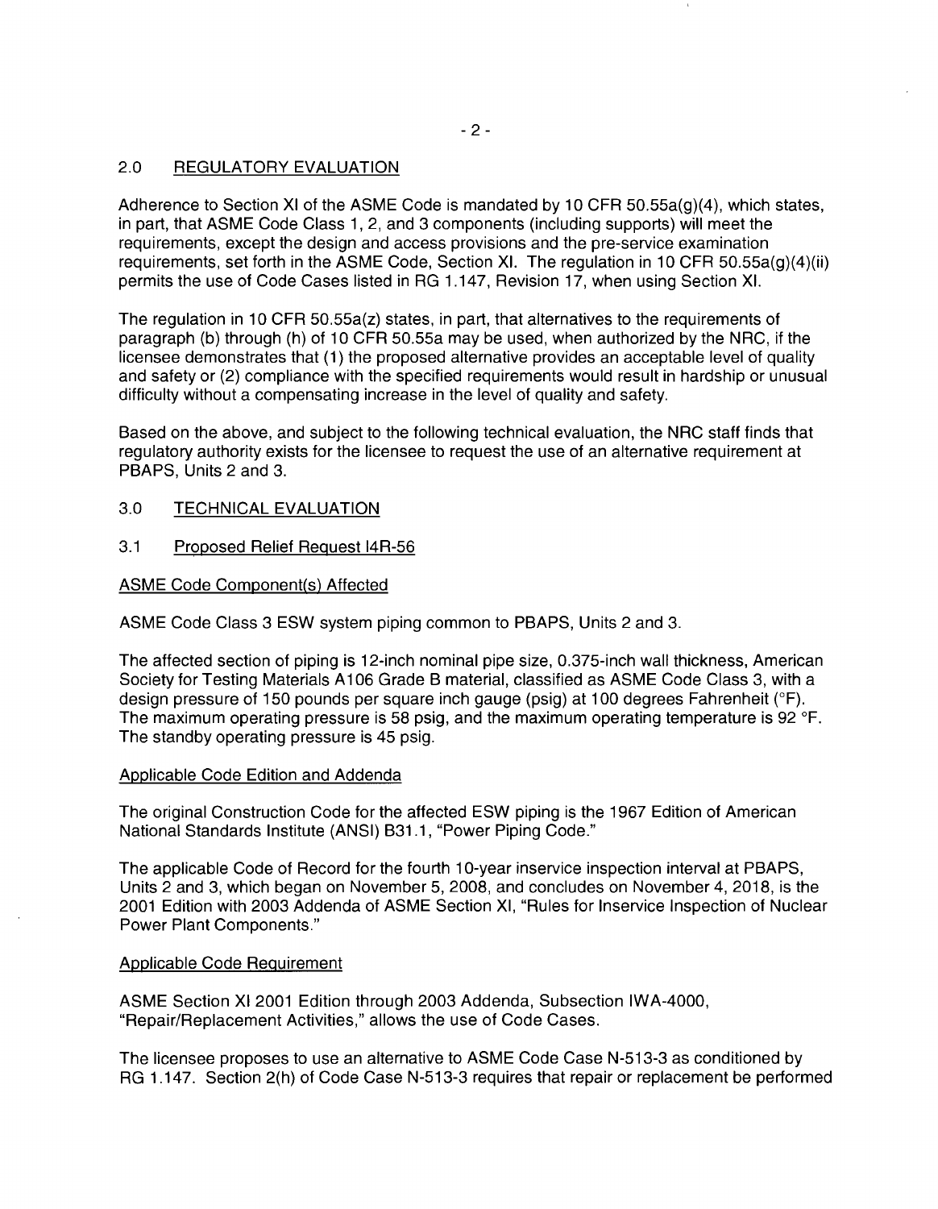## 2.0 REGULATORY EVALUATION

Adherence to Section XI of the ASME Code is mandated by 10 CFR 50.55a(g)(4), which states, in part, that ASME Code Class 1, 2, and 3 components (including supports) will meet the requirements, except the design and access provisions and the pre-service examination requirements, set forth in the ASME Code, Section XI. The regulation in 10 CFR 50.55a(g)(4)(ii) permits the use of Code Cases listed in RG 1.147, Revision 17, when using Section XI.

The regulation in 10 CFR 50.55a(z) states, in part, that alternatives to the requirements of paragraph (b) through (h) of 10 CFR 50.55a may be used, when authorized by the NRC, if the licensee demonstrates that (1) the proposed alternative provides an acceptable level of quality and safety or (2) compliance with the specified requirements would result in hardship or unusual difficulty without a compensating increase in the level of quality and safety.

Based on the above, and subject to the following technical evaluation, the NRC staff finds that regulatory authority exists for the licensee to request the use of an alternative requirement at PBAPS, Units 2 and 3.

## 3.0 TECHNICAL EVALUATION

### 3.1 Proposed Relief Request I4R-56

#### ASME Code Component(s) Affected

ASME Code Class 3 ESW system piping common to PBAPS, Units 2 and 3.

The affected section of piping is 12-inch nominal pipe size, 0.375-inch wall thickness, American Society for Testing Materials A106 Grade B material, classified as ASME Code Class 3, with a design pressure of 150 pounds per square inch gauge (psig) at 100 degrees Fahrenheit (°F). The maximum operating pressure is 58 psig, and the maximum operating temperature is 92 °F. The standby operating pressure is 45 psig.

#### Applicable Code Edition and Addenda

The original Construction Code for the affected ESW piping is the 1967 Edition of American National Standards Institute (ANSI) B31.1, "Power Piping Code."

The applicable Code of Record for the fourth 10-year inservice inspection interval at PBAPS, Units 2 and 3, which began on November 5, 2008, and concludes on November 4, 2018, is the 2001 Edition with 2003 Addenda of ASME Section XI, "Rules for Inservice Inspection of Nuclear Power Plant Components."

#### Applicable Code Requirement

ASME Section XI 2001 Edition through 2003 Addenda, Subsection IWA-4000, "Repair/Replacement Activities," allows the use of Code Cases.

The licensee proposes to use an alternative to ASME Code Case N-513-3 as conditioned by RG 1.147. Section 2(h) of Code Case N-513-3 requires that repair or replacement be performed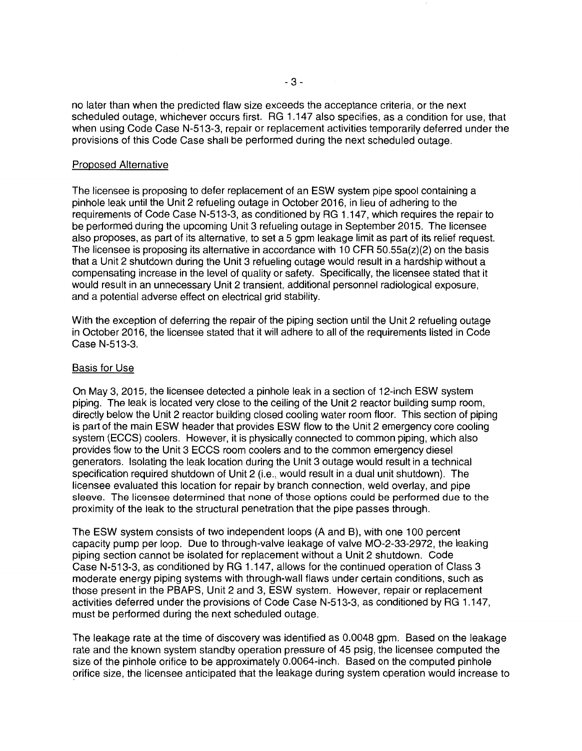no later than when the predicted flaw size exceeds the acceptance criteria, or the next scheduled outage, whichever occurs first. RG 1.147 also specifies, as a condition for use, that when using Code Case N-513-3, repair or replacement activities temporarily deferred under the provisions of this Code Case shall be performed during the next scheduled outage.

## Proposed Alternative

The licensee is proposing to defer replacement of an ESW system pipe spool containing a pinhole leak until the Unit 2 refueling outage in October 2016, in lieu of adhering to the requirements of Code Case N-513-3, as conditioned by RG 1.147, which requires the repair to be performed during the upcoming Unit 3 refueling outage in September 2015. The licensee also proposes, as part of its alternative, to set a 5 gpm leakage limit as part of its relief request. The licensee is proposing its alternative in accordance with 10 CFR 50.55a(z)(2) on the basis that a Unit 2 shutdown during the Unit 3 refueling outage would result in a hardship without a compensating increase in the level of quality or safety. Specifically, the licensee stated that it would result in an unnecessary Unit 2 transient, additional personnel radiological exposure, and a potential adverse effect on electrical grid stability.

With the exception of deferring the repair of the piping section until the Unit 2 refueling outage in October 2016, the licensee stated that it will adhere to all of the requirements listed in Code Case N-513-3.

## Basis for Use

On May 3, 2015, the licensee detected a pinhole leak in a section of 12-inch ESW system piping. The leak is located very close to the ceiling of the Unit 2 reactor building sump room, directly below the Unit 2 reactor building closed cooling water room floor. This section of piping is part of the main ESW header that provides ESW flow to the Unit 2 emergency core cooling system (ECCS) coolers. However, it is physically connected to common piping, which also provides flow to the Unit 3 ECCS room coolers and to the common emergency diesel generators. Isolating the leak location during the Unit 3 outage would result in a technical specification required shutdown of Unit 2 (i.e., would result in a dual unit shutdown). The licensee evaluated this location for repair by branch connection, weld overlay, and pipe sleeve. The licensee determined that none of those options could be performed due to the proximity of the leak to the structural penetration that the pipe passes through.

The ESW system consists of two independent loops (A and B), with one 100 percent capacity pump per loop. Due to through-valve leakage of valve MO-2-33-2972, the leaking piping section cannot be isolated for replacement without a Unit 2 shutdown. Code Case N-513-3, as conditioned by RG 1.147, allows for the continued operation of Class 3 moderate energy piping systems with through-wall flaws under certain conditions, such as those present in the PBAPS, Unit 2 and 3, ESW system. However, repair or replacement activities deferred under the provisions of Code Case N-513-3, as conditioned by RG 1.147, must be performed during the next scheduled outage.

The leakage rate at the time of discovery was identified as 0.0048 gpm. Based on the leakage rate and the known system standby operation pressure of 45 psig, the licensee computed the size of the pinhole orifice to be approximately 0.0064-inch. Based on the computed pinhole orifice size, the licensee anticipated that the leakage during system operation would increase to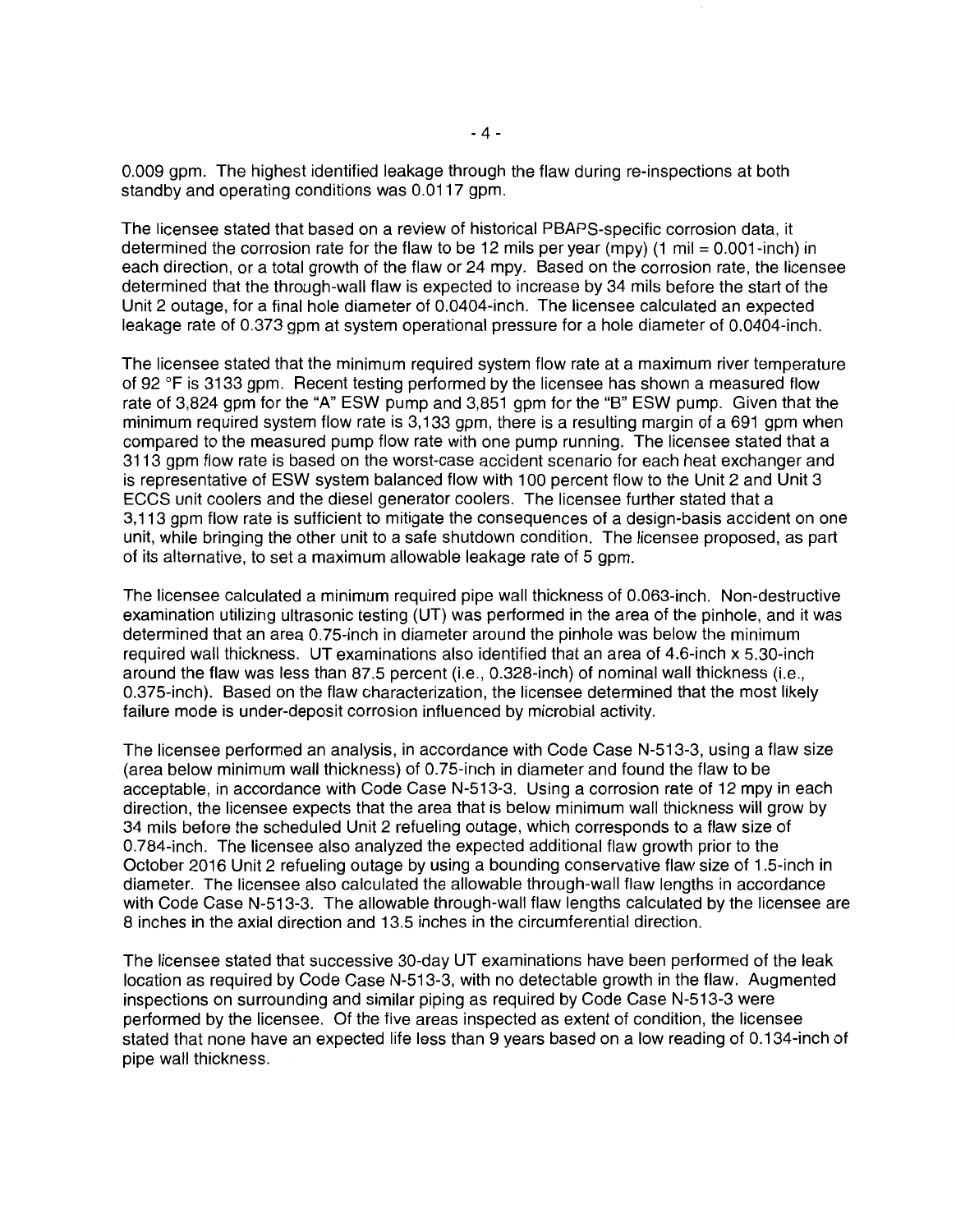0.009 gpm. The highest identified leakage through the flaw during re-inspections at both standby and operating conditions was 0.0117 gpm.

The licensee stated that based on a review of historical PBAPS-specific corrosion data, it determined the corrosion rate for the flaw to be 12 mils per year (mpy) (1 mil = 0.001-inch) in each direction, or a total growth of the flaw or 24 mpy. Based on the corrosion rate, the licensee determined that the through-wall flaw is expected to increase by 34 mils before the start of the Unit 2 outage, for a final hole diameter of 0.0404-inch. The licensee calculated an expected leakage rate of 0.373 gpm at system operational pressure for a hole diameter of 0.0404-inch.

The licensee stated that the minimum required system flow rate at a maximum river temperature of 92 °F is 3133 gpm. Recent testing performed by the licensee has shown a measured flow rate of 3,824 gpm for the "A" ESW pump and 3,851 gpm for the "B" ESW pump. Given that the minimum required system flow rate is 3,133 gpm, there is a resulting margin of a 691 gpm when compared to the measured pump flow rate with one pump running. The licensee stated that a 3113 gpm flow rate is based on the worst-case accident scenario for each heat exchanger and is representative of ESW system balanced flow with 100 percent flow to the Unit 2 and Unit 3 ECCS unit coolers and the diesel generator coolers. The licensee further stated that a 3,113 gpm flow rate is sufficient to mitigate the consequences of a design-basis accident on one unit, while bringing the other unit to a safe shutdown condition. The licensee proposed, as part of its alternative, to set a maximum allowable leakage rate of 5 gpm.

The licensee calculated a minimum required pipe wall thickness of 0.063-inch. Non-destructive examination utilizing ultrasonic testing (UT) was performed in the area of the pinhole, and it was determined that an area 0.75-inch in diameter around the pinhole was below the minimum required wall thickness. UT examinations also identified that an area of 4.6-inch x 5.30-inch around the flaw was less than 87.5 percent (i.e., 0.328-inch) of nominal wall thickness (i.e., 0.375-inch). Based on the flaw characterization, the licensee determined that the most likely failure mode is under-deposit corrosion influenced by microbial activity.

The licensee performed an analysis, in accordance with Code Case N-513-3, using a flaw size (area below minimum wall thickness) of 0.75-inch in diameter and found the flaw to be acceptable, in accordance with Code Case N-513-3. Using a corrosion rate of 12 mpy in each direction, the licensee expects that the area that is below minimum wall thickness will grow by 34 mils before the scheduled Unit 2 refueling outage, which corresponds to a flaw size of 0.784-inch. The licensee also analyzed the expected additional flaw growth prior to the October 2016 Unit 2 refueling outage by using a bounding conservative flaw size of 1.5-inch in diameter. The licensee also calculated the allowable through-wall flaw lengths in accordance with Code Case N-513-3. The allowable through-wall flaw lengths calculated by the licensee are 8 inches in the axial direction and 13.5 inches in the circumferential direction.

The licensee stated that successive 30-day UT examinations have been performed of the leak location as required by Code Case N-513-3, with no detectable growth in the flaw. Augmented inspections on surrounding and similar piping as required by Code Case N-513-3 were performed by the licensee. Of the five areas inspected as extent of condition, the licensee stated that none have an expected life less than 9 years based on a low reading of 0.134-inch of pipe wall thickness.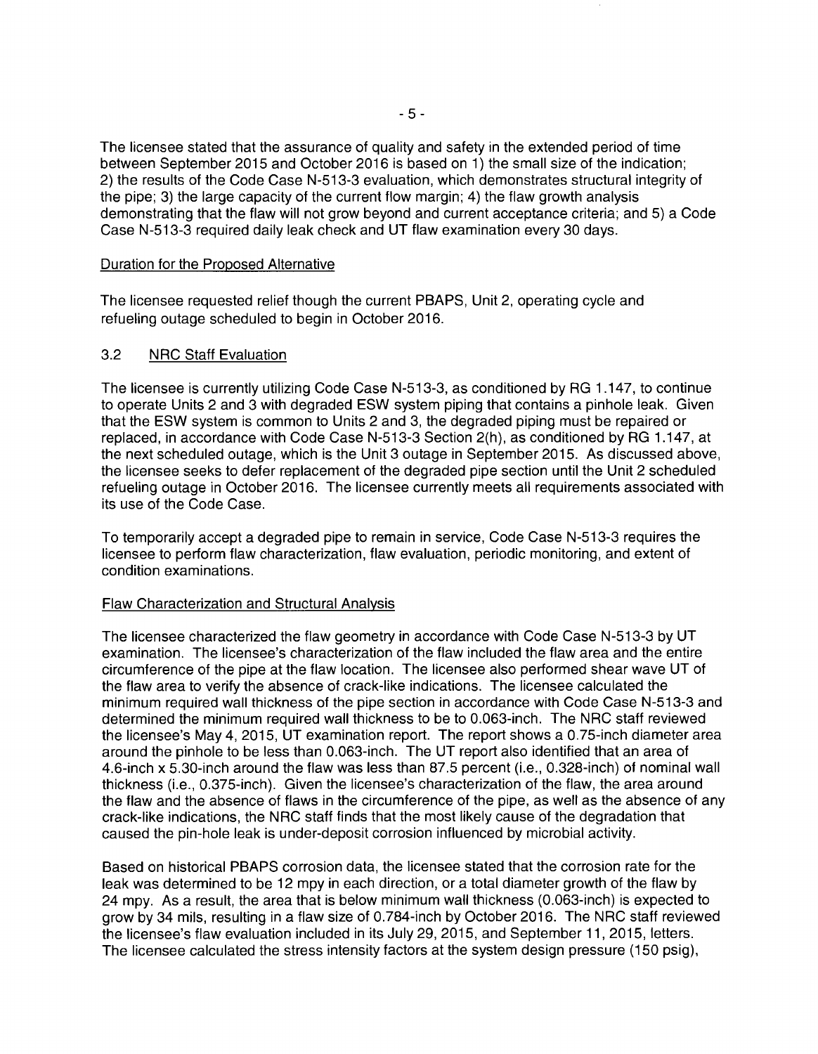The licensee stated that the assurance of quality and safety in the extended period of time between September 2015 and October 2016 is based on 1) the small size of the indication; 2) the results of the Code Case N-513-3 evaluation, which demonstrates structural integrity of the pipe; 3) the large capacity of the current flow margin; 4) the flaw growth analysis demonstrating that the flaw will not grow beyond and current acceptance criteria; and 5) a Code Case N-513-3 required daily leak check and UT flaw examination every 30 days.

Duration for the Proposed Alternative

The licensee requested relief though the current PBAPS, Unit 2, operating cycle and refueling outage scheduled to begin in October 2016.

## 3.2 NRC Staff Evaluation

The licensee is currently utilizing Code Case N-513-3, as conditioned by RG 1.147, to continue to operate Units 2 and 3 with degraded ESW system piping that contains a pinhole leak. Given that the ESW system is common to Units 2 and 3, the degraded piping must be repaired or replaced, in accordance with Code Case N-513-3 Section 2(h), as conditioned by RG 1.147, at the next scheduled outage, which is the Unit 3 outage in September 2015. As discussed above, the licensee seeks to defer replacement of the degraded pipe section until the Unit 2 scheduled refueling outage in October 2016. The licensee currently meets all requirements associated with its use of the Code Case.

To temporarily accept a degraded pipe to remain in service, Code Case N-513-3 requires the licensee to perform flaw characterization, flaw evaluation, periodic monitoring, and extent of condition examinations.

Flaw Characterization and Structural Analysis

The licensee characterized the flaw geometry in accordance with Code Case N-513-3 by UT examination. The licensee's characterization of the flaw included the flaw area and the entire circumference of the pipe at the flaw location. The licensee also performed shear wave UT of the flaw area to verify the absence of crack-like indications. The licensee calculated the minimum required wall thickness of the pipe section in accordance with Code Case N-513-3 and determined the minimum required wall thickness to be to 0.063-inch. The NRC staff reviewed the licensee's May 4, 2015, UT examination report. The report shows a 0.75-inch diameter area around the pinhole to be less than 0.063-inch. The UT report also identified that an area of 4.6-inch x 5.30-inch around the flaw was less than 87.5 percent (i.e., 0.328-inch) of nominal wall thickness (i.e., 0.375-inch). Given the licensee's characterization of the flaw, the area around the flaw and the absence of flaws in the circumference of the pipe, as well as the absence of any crack-like indications, the NRC staff finds that the most likely cause of the degradation that caused the pin-hole leak is under-deposit corrosion influenced by microbial activity.

Based on historical PBAPS corrosion data, the licensee stated that the corrosion rate for the leak was determined to be 12 mpy in each direction, or a total diameter growth of the flaw by 24 mpy. As a result, the area that is below minimum wall thickness (0.063-inch) is expected to grow by 34 mils, resulting in a flaw size of 0.784-inch by October 2016. The NRC staff reviewed the licensee's flaw evaluation included in its July 29, 2015, and September 11, 2015, letters. The licensee calculated the stress intensity factors at the system design pressure (150 psig),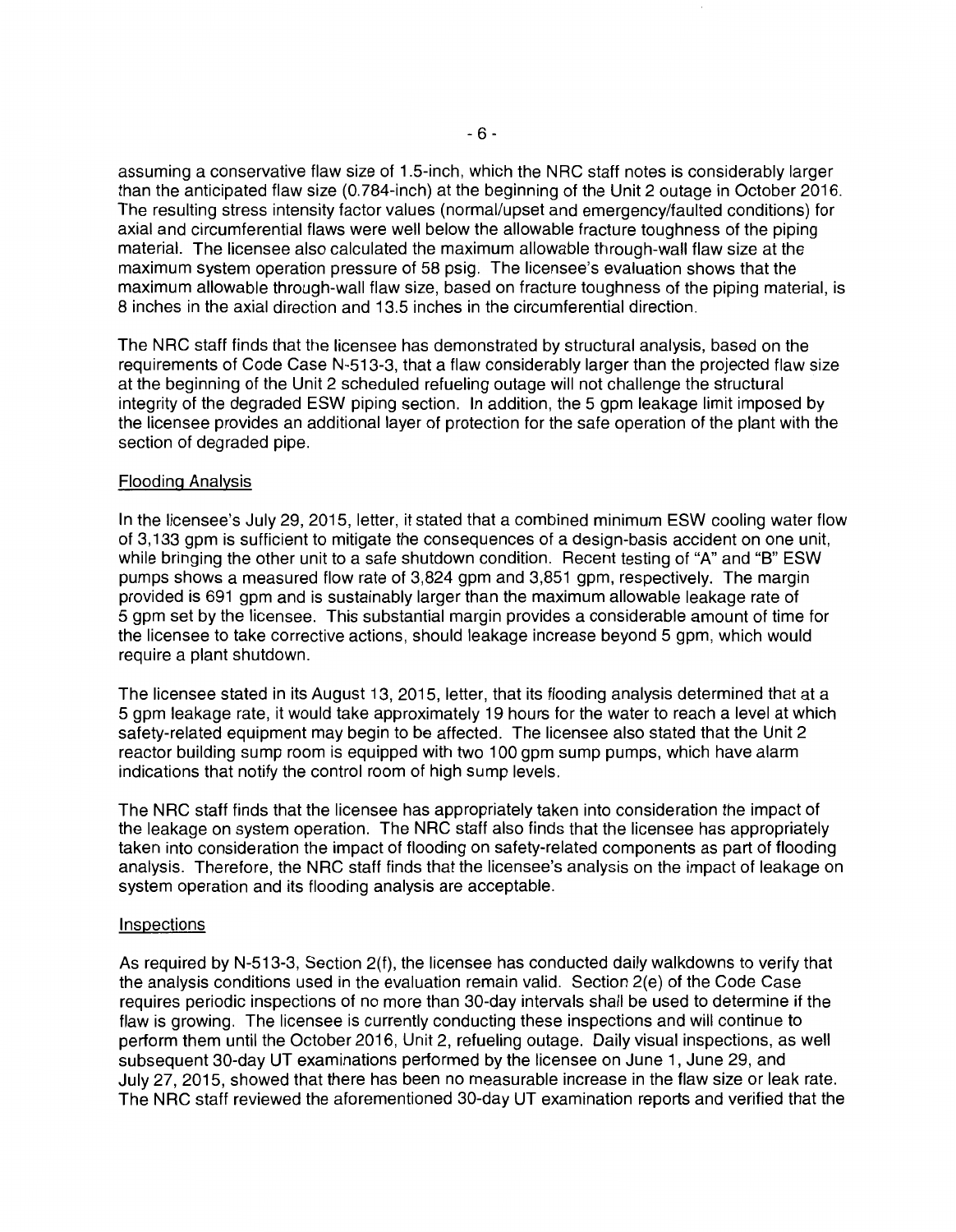assuming a conservative flaw size of 1.5-inch, which the NRC staff notes is considerably larger than the anticipated flaw size (0.784-inch) at the beginning of the Unit 2 outage in October 2016. The resulting stress intensity factor values (normal/upset and emergency/faulted conditions) for axial and circumferential flaws were well below the allowable fracture toughness of the piping material. The licensee also calculated the maximum allowable through-wall flaw size at the maximum system operation pressure of 58 psig. The licensee's evaluation shows that the maximum allowable through-wall flaw size, based on fracture toughness of the piping material, is 8 inches in the axial direction and 13.5 inches in the circumferential direction.

The NRC staff finds that the licensee has demonstrated by structural analysis, based on the requirements of Code Case N-513-3, that a flaw considerably larger than the projected flaw size at the beginning of the Unit 2 scheduled refueling outage will not challenge the structural integrity of the degraded ESW piping section. In addition, the 5 gpm leakage limit imposed by the licensee provides an additional layer of protection for the safe operation of the plant with the section of degraded pipe.

Flooding Analysis

In the licensee's July 29, 2015, letter, it stated that a combined minimum ESW cooling water flow of 3,133 gpm is sufficient to mitigate the consequences of a design-basis accident on one unit, while bringing the other unit to a safe shutdown condition. Recent testing of "A" and "B" ESW pumps shows a measured flow rate of 3,824 gpm and 3,851 gpm, respectively. The margin provided is 691 gpm and is sustainably larger than the maximum allowable leakage rate of 5 gpm set by the licensee. This substantial margin provides a considerable amount of time for the licensee to take corrective actions, should leakage increase beyond 5 gpm, which would require a plant shutdown.

The licensee stated in its August 13, 2015, letter, that its flooding analysis determined that at a 5 gpm leakage rate, it would take approximately 19 hours for the water to reach a level at which safety-related equipment may begin to be affected. The licensee also stated that the Unit 2 reactor building sump room is equipped with two 100 gpm sump pumps, which have alarm indications that notify the control room of high sump levels.

The NRC staff finds that the licensee has appropriately taken into consideration the impact of the leakage on system operation. The NRC staff also finds that the licensee has appropriately taken into consideration the impact of flooding on safety-related components as part of flooding analysis. Therefore, the NRC staff finds that the licensee's analysis on the impact of leakage on system operation and its flooding analysis are acceptable.

Inspections

As required by N-513-3, Section 2(f), the licensee has conducted daily walkdowns to verify that the analysis conditions used in the evaluation remain valid. Section 2(e) of the Code Case requires periodic inspections of no more than 30-day intervals shall be used to determine if the flaw is growing. The licensee is currently conducting these inspections and will continue to perform them until the October 2016, Unit 2, refueling outage. Daily visual inspections, as well subsequent 30-day UT examinations performed by the licensee on June 1, June 29, and July 27, 2015, showed that there has been no measurable increase in the flaw size or leak rate. The NRC staff reviewed the aforementioned 30-day UT examination reports and verified that the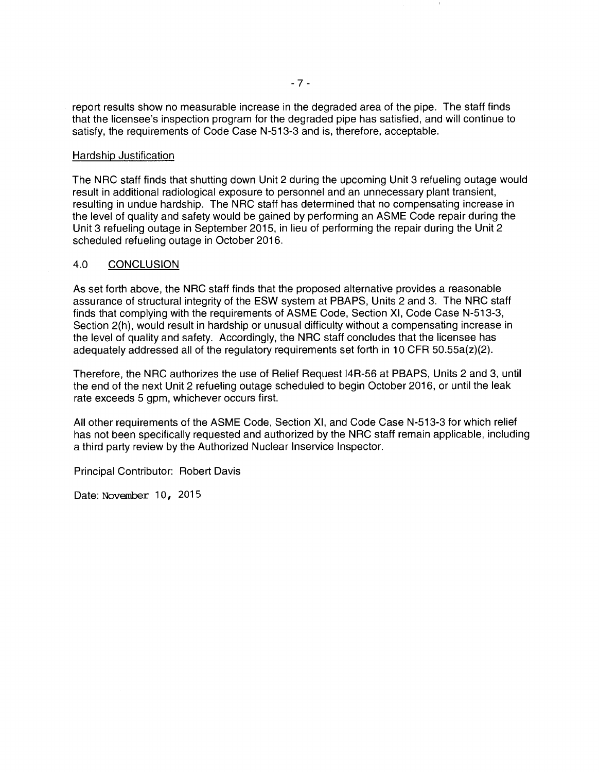report results show no measurable increase in the degraded area of the pipe. The staff finds that the licensee's inspection program for the degraded pipe has satisfied, and will continue to satisfy, the requirements of Code Case N-513-3 and is, therefore, acceptable.

Hardship Justification

The NRC staff finds that shutting down Unit 2 during the upcoming Unit 3 refueling outage would result in additional radiological exposure to personnel and an unnecessary plant transient, resulting in undue hardship. The NRC staff has determined that no compensating increase in the level of quality and safety would be gained by performing an ASME Code repair during the Unit 3 refueling outage in September 2015, in lieu of performing the repair during the Unit 2 scheduled refueling outage in October 2016.

## 4.0 CONCLUSION

As set forth above, the NRC staff finds that the proposed alternative provides a reasonable assurance of structural integrity of the ESW system at PBAPS, Units 2 and 3. The NRC staff finds that complying with the requirements of ASME Code, Section XI, Code Case N-513-3, Section 2(h), would result in hardship or unusual difficulty without a compensating increase in the level of quality and safety. Accordingly, the NRC staff concludes that the licensee has adequately addressed all of the regulatory requirements set forth in 10 CFR 50.55a(z)(2).

Therefore, the NRC authorizes the use of Relief Request I4R-56 at PBAPS, Units 2 and 3, until the end of the next Unit 2 refueling outage scheduled to begin October 2016, or until the leak rate exceeds 5 gpm, whichever occurs first.

All other requirements of the ASME Code, Section XI, and Code Case N-513-3 for which relief has not been specifically requested and authorized by the NRC staff remain applicable, including a third party review by the Authorized Nuclear Inservice Inspector.

Principal Contributor: Robert Davis

Date: November 10, 2015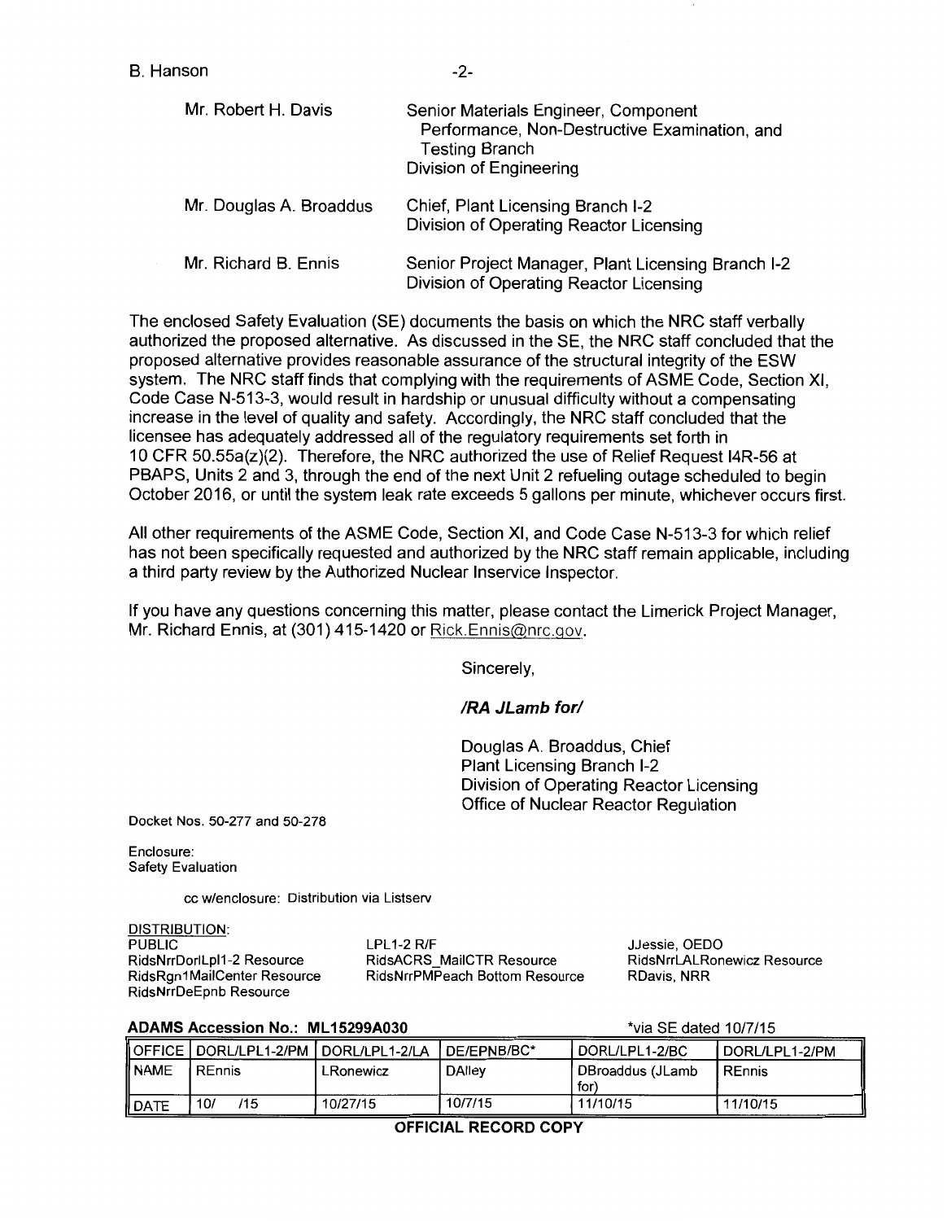| | |
|---|---|
| Mr. Robert H. Davis | Senior Materials Engineer, Component Performance, Non-Destructive Examination, and Testing Branch<br>Division of Engineering |
| Mr. Douglas A. Broaddus | Chief, Plant Licensing Branch I-2<br>Division of Operating Reactor Licensing |
| Mr. Richard B. Ennis | Senior Project Manager, Plant Licensing Branch I-2<br>Division of Operating Reactor Licensing |

The enclosed Safety Evaluation (SE) documents the basis on which the NRC staff verbally authorized the proposed alternative. As discussed in the SE, the NRC staff concluded that the proposed alternative provides reasonable assurance of the structural integrity of the ESW system. The NRC staff finds that complying with the requirements of ASME Code, Section XI, Code Case N-513-3, would result in hardship or unusual difficulty without a compensating increase in the level of quality and safety. Accordingly, the NRC staff concluded that the licensee has adequately addressed all of the regulatory requirements set forth in 10 CFR 50.55a(z)(2). Therefore, the NRC authorized the use of Relief Request I4R-56 at PBAPS, Units 2 and 3, through the end of the next Unit 2 refueling outage scheduled to begin October 2016, or until the system leak rate exceeds 5 gallons per minute, whichever occurs first.

All other requirements of the ASME Code, Section XI, and Code Case N-513-3 for which relief has not been specifically requested and authorized by the NRC staff remain applicable, including a third party review by the Authorized Nuclear Inservice Inspector.

If you have any questions concerning this matter, please contact the Limerick Project Manager, Mr. Richard Ennis, at (301) 415-1420 or Rick.Ennis@nrc.gov.

Sincerely,

***/RA JLamb for/***

Douglas A. Broaddus, Chief
Plant Licensing Branch I-2
Division of Operating Reactor Licensing
Office of Nuclear Reactor Regulation

Docket Nos. 50-277 and 50-278

Enclosure:
Safety Evaluation

cc w/enclosure: Distribution via Listserv

DISTRIBUTION:

| | | |
|---|---|---|
| PUBLIC | LPL1-2 R/F | JJessie, OEDO |
| RidsNrrDorlLpl1-2 Resource | RidsACRS_MailCTR Resource | RidsNrrLALRonewicz Resource |
| RidsRgn1MailCenter Resource | RidsNrrPMPeach Bottom Resource | RDavis, NRR |
| RidsNrrDeEpnb Resource | | |

**ADAMS Accession No.: ML15299A030** *via SE dated 10/7/15

| OFFICE | DORL/LPL1-2/PM | DORL/LPL1-2/LA | DE/EPNB/BC* | DORL/LPL1-2/BC | DORL/LPL1-2/PM |
|---|---|---|---|---|---|
| NAME | REnnis | LRonewicz | DAlley | DBroaddus (JLamb for) | REnnis |
| DATE | 10/ /15 | 10/27/15 | 10/7/15 | 11/10/15 | 11/10/15 |

**OFFICIAL RECORD COPY**